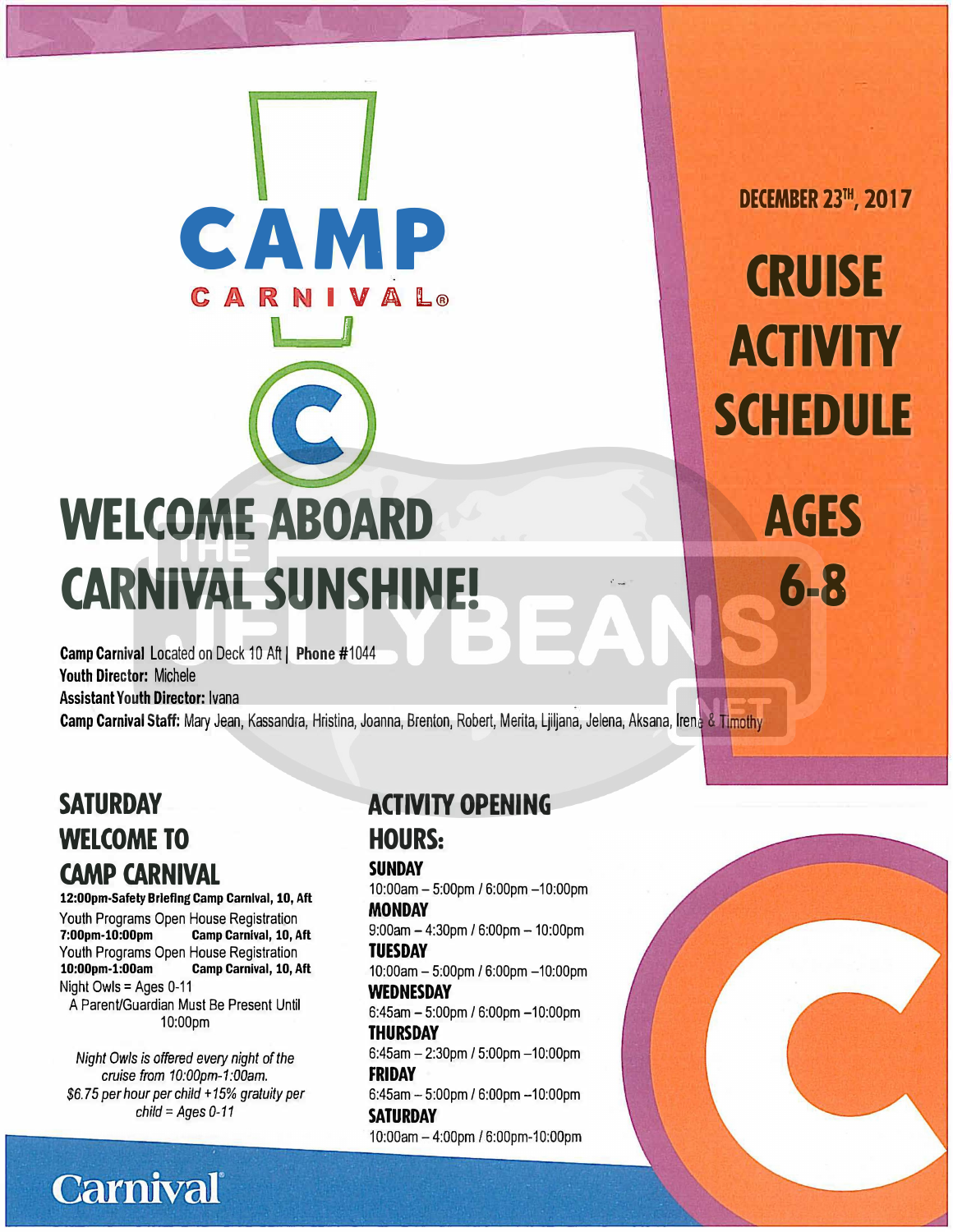# CAMP CARNIVAL

DECEMBER 23TH, 2017

# CRUISE ACTIVITY SCHEDULE

# AGES 6-8

# WELCOME ABOARD CARNIVAL SUNSHINE!

**Camp Carnival** Located on Deck 10 Aft | **Phone #**1044
**Youth Director:** Michele
**Assistant Youth Director:** Ivana
**Camp Carnival Staff:** Mary Jean, Kassandra, Hristina, Joanna, Brenton, Robert, Merita, Ljiljana, Jelena, Aksana, Irena & Timothy

## SATURDAY WELCOME TO CAMP CARNIVAL

**12:00pm-Safety Briefing Camp Carnival, 10, Aft**

Youth Programs Open House Registration
**7:00pm-10:00pm Camp Carnival, 10, Aft**

Youth Programs Open House Registration
**10:00pm-1:00am Camp Carnival, 10, Aft**

Night Owls = Ages 0-11

A Parent/Guardian Must Be Present Until 10:00pm

*Night Owls is offered every night of the cruise from 10:00pm-1:00am. $6.75 per hour per child +15% gratuity per child = Ages 0-11*

## ACTIVITY OPENING HOURS:

**SUNDAY**
10:00am – 5:00pm / 6:00pm –10:00pm

**MONDAY**
9:00am – 4:30pm / 6:00pm – 10:00pm

**TUESDAY**
10:00am – 5:00pm / 6:00pm –10:00pm

**WEDNESDAY**
6:45am – 5:00pm / 6:00pm –10:00pm

**THURSDAY**
6:45am – 2:30pm / 5:00pm –10:00pm

**FRIDAY**
6:45am – 5:00pm / 6:00pm –10:00pm

**SATURDAY**
10:00am – 4:00pm / 6:00pm-10:00pm

Carnival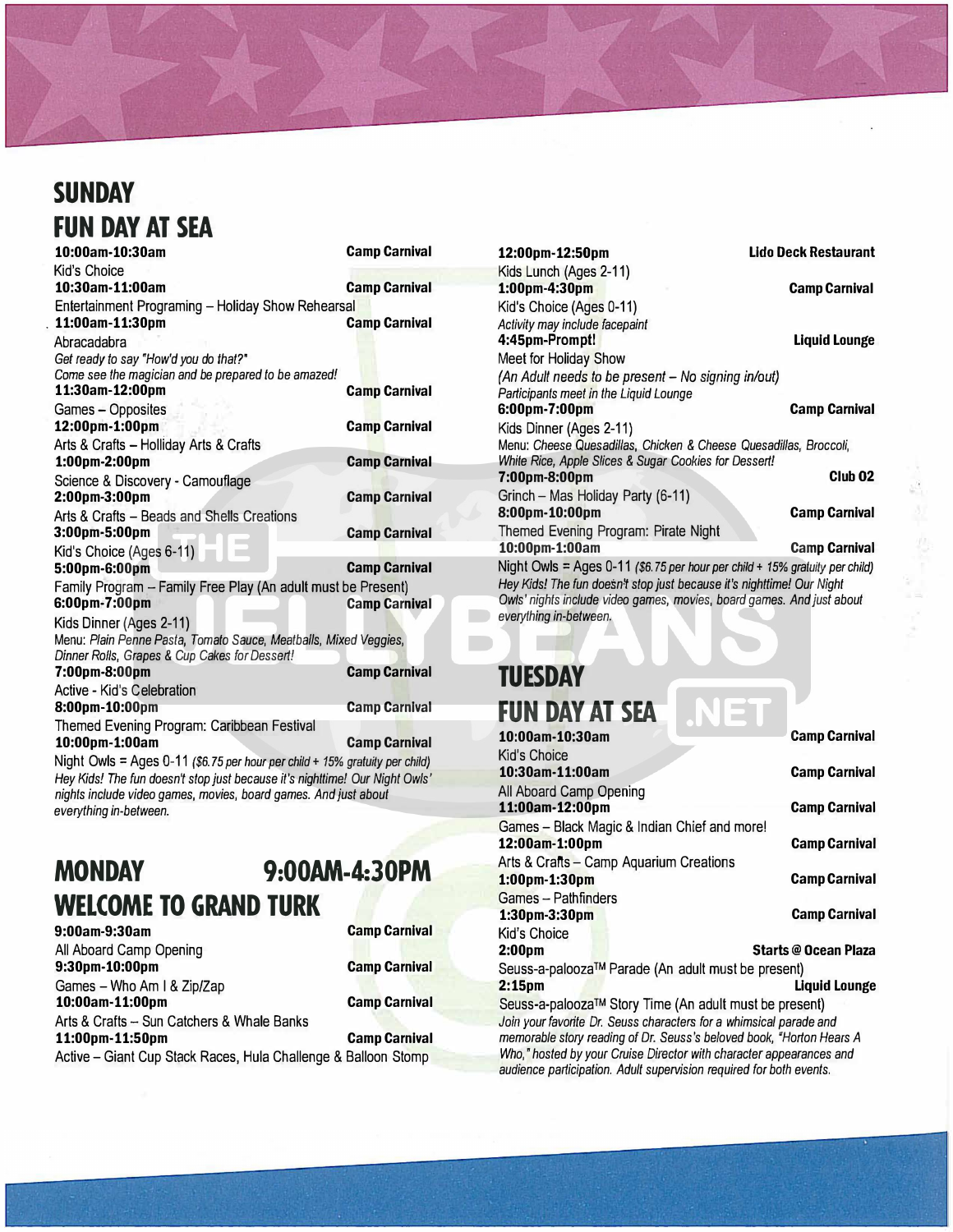## SUNDAY
## FUN DAY AT SEA

**10:00am-10:30am** — **Camp Carnival**
Kid's Choice

**10:30am-11:00am** — **Camp Carnival**
Entertainment Programing – Holiday Show Rehearsal

**11:00am-11:30pm** — **Camp Carnival**
Abracadabra
*Get ready to say "How'd you do that?"*
*Come see the magician and be prepared to be amazed!*

**11:30am-12:00pm** — **Camp Carnival**
Games – Opposites

**12:00pm-1:00pm** — **Camp Carnival**
Arts & Crafts – Holliday Arts & Crafts

**1:00pm-2:00pm** — **Camp Carnival**
Science & Discovery - Camouflage

**2:00pm-3:00pm** — **Camp Carnival**
Arts & Crafts – Beads and Shells Creations

**3:00pm-5:00pm** — **Camp Carnival**
Kid's Choice (Ages 6-11)

**5:00pm-6:00pm** — **Camp Carnival**
Family Program – Family Free Play (An adult must be Present)

**6:00pm-7:00pm** — **Camp Carnival**
Kids Dinner (Ages 2-11)
*Menu: Plain Penne Pasta, Tomato Sauce, Meatballs, Mixed Veggies, Dinner Rolls, Grapes & Cup Cakes for Dessert!*

**7:00pm-8:00pm** — **Camp Carnival**
Active - Kid's Celebration

**8:00pm-10:00pm** — **Camp Carnival**
Themed Evening Program: Caribbean Festival

**10:00pm-1:00am** — **Camp Carnival**
Night Owls = Ages 0-11 *($6.75 per hour per child + 15% gratuity per child)*
*Hey Kids! The fun doesn't stop just because it's nighttime! Our Night Owls' nights include video games, movies, board games. And just about everything in-between.*

## MONDAY 9:00AM-4:30PM
## WELCOME TO GRAND TURK

**9:00am-9:30am** — **Camp Carnival**
All Aboard Camp Opening

**9:30pm-10:00pm** — **Camp Carnival**
Games – Who Am I & Zip/Zap

**10:00am-11:00pm** — **Camp Carnival**
Arts & Crafts – Sun Catchers & Whale Banks

**11:00pm-11:50pm** — **Camp Carnival**
Active – Giant Cup Stack Races, Hula Challenge & Balloon Stomp

**12:00pm-12:50pm** — **Lido Deck Restaurant**
Kids Lunch (Ages 2-11)

**1:00pm-4:30pm** — **Camp Carnival**
Kid's Choice (Ages 0-11)
*Activity may include facepaint*

**4:45pm-Prompt!** — **Liquid Lounge**
Meet for Holiday Show
*(An Adult needs to be present – No signing in/out)*
*Participants meet in the Liquid Lounge*

**6:00pm-7:00pm** — **Camp Carnival**
Kids Dinner (Ages 2-11)
*Menu: Cheese Quesadillas, Chicken & Cheese Quesadillas, Broccoli, White Rice, Apple Slices & Sugar Cookies for Dessert!*

**7:00pm-8:00pm** — **Club 02**
Grinch – Mas Holiday Party (6-11)

**8:00pm-10:00pm** — **Camp Carnival**
Themed Evening Program: Pirate Night

**10:00pm-1:00am** — **Camp Carnival**
Night Owls = Ages 0-11 *($6.75 per hour per child + 15% gratuity per child)*
*Hey Kids! The fun doesn't stop just because it's nighttime! Our Night Owls' nights include video games, movies, board games. And just about everything in-between.*

## TUESDAY
## FUN DAY AT SEA

**10:00am-10:30am** — **Camp Carnival**
Kid's Choice

**10:30am-11:00am** — **Camp Carnival**
All Aboard Camp Opening

**11:00am-12:00pm** — **Camp Carnival**
Games – Black Magic & Indian Chief and more!

**12:00am-1:00pm** — **Camp Carnival**
Arts & Crafts – Camp Aquarium Creations

**1:00pm-1:30pm** — **Camp Carnival**
Games – Pathfinders

**1:30pm-3:30pm** — **Camp Carnival**
Kid's Choice

**2:00pm** — **Starts @ Ocean Plaza**
Seuss-a-palooza™ Parade (An adult must be present)

**2:15pm** — **Liquid Lounge**
Seuss-a-palooza™ Story Time (An adult must be present)
*Join your favorite Dr. Seuss characters for a whimsical parade and memorable story reading of Dr. Seuss's beloved book, "Horton Hears A Who," hosted by your Cruise Director with character appearances and audience participation. Adult supervision required for both events.*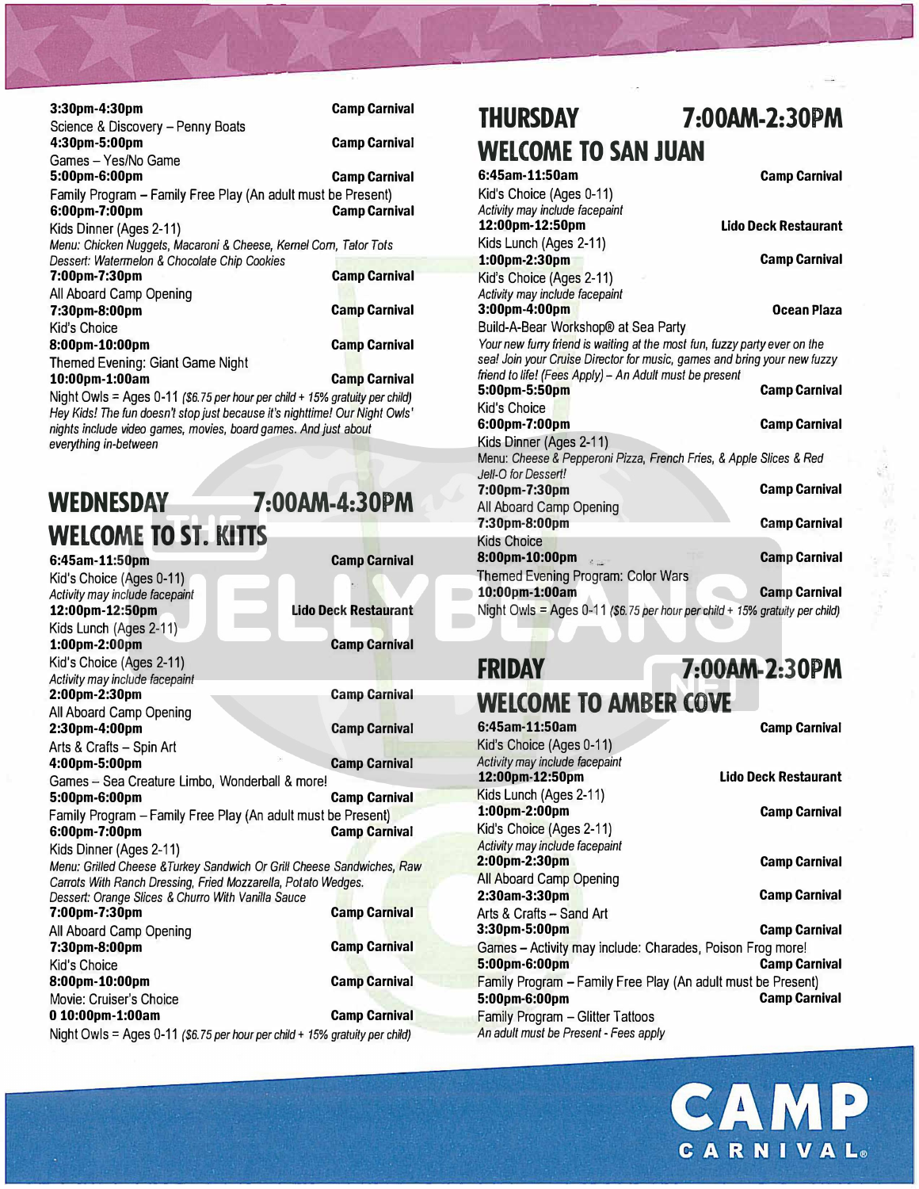**3:30pm-4:30pm** — **Camp Carnival**
Science & Discovery – Penny Boats

**4:30pm-5:00pm** — **Camp Carnival**
Games – Yes/No Game

**5:00pm-6:00pm** — **Camp Carnival**
Family Program – Family Free Play (An adult must be Present)

**6:00pm-7:00pm** — **Camp Carnival**
Kids Dinner (Ages 2-11)
*Menu: Chicken Nuggets, Macaroni & Cheese, Kernel Corn, Tator Tots*
*Dessert: Watermelon & Chocolate Chip Cookies*

**7:00pm-7:30pm** — **Camp Carnival**
All Aboard Camp Opening

**7:30pm-8:00pm** — **Camp Carnival**
Kid's Choice

**8:00pm-10:00pm** — **Camp Carnival**
Themed Evening: Giant Game Night

**10:00pm-1:00am** — **Camp Carnival**
Night Owls = Ages 0-11 *($6.75 per hour per child + 15% gratuity per child)*
*Hey Kids! The fun doesn't stop just because it's nighttime! Our Night Owls' nights include video games, movies, board games. And just about everything in-between*

## WEDNESDAY 7:00AM-4:30PM

## WELCOME TO ST. KITTS

**6:45am-11:50pm** — **Camp Carnival**
Kid's Choice (Ages 0-11)
*Activity may include facepaint*

**12:00pm-12:50pm** — **Lido Deck Restaurant**
Kids Lunch (Ages 2-11)

**1:00pm-2:00pm** — **Camp Carnival**
Kid's Choice (Ages 2-11)
*Activity may include facepaint*

**2:00pm-2:30pm** — **Camp Carnival**
All Aboard Camp Opening

**2:30pm-4:00pm** — **Camp Carnival**
Arts & Crafts – Spin Art

**4:00pm-5:00pm** — **Camp Carnival**
Games – Sea Creature Limbo, Wonderball & more!

**5:00pm-6:00pm** — **Camp Carnival**
Family Program – Family Free Play (An adult must be Present)

**6:00pm-7:00pm** — **Camp Carnival**
Kids Dinner (Ages 2-11)
*Menu: Grilled Cheese &Turkey Sandwich Or Grill Cheese Sandwiches, Raw Carrots With Ranch Dressing, Fried Mozzarella, Potato Wedges.*
*Dessert: Orange Slices & Churro With Vanilla Sauce*

**7:00pm-7:30pm** — **Camp Carnival**
All Aboard Camp Opening

**7:30pm-8:00pm** — **Camp Carnival**
Kid's Choice

**8:00pm-10:00pm** — **Camp Carnival**
Movie: Cruiser's Choice

**0 10:00pm-1:00am** — **Camp Carnival**
Night Owls = Ages 0-11 *($6.75 per hour per child + 15% gratuity per child)*

## THURSDAY 7:00AM-2:30PM

## WELCOME TO SAN JUAN

**6:45am-11:50am** — **Camp Carnival**
Kid's Choice (Ages 0-11)
*Activity may include facepaint*

**12:00pm-12:50pm** — **Lido Deck Restaurant**
Kids Lunch (Ages 2-11)

**1:00pm-2:30pm** — **Camp Carnival**
Kid's Choice (Ages 2-11)
*Activity may include facepaint*

**3:00pm-4:00pm** — **Ocean Plaza**
Build-A-Bear Workshop® at Sea Party
*Your new furry friend is waiting at the most fun, fuzzy party ever on the sea! Join your Cruise Director for music, games and bring your new fuzzy friend to life! (Fees Apply) – An Adult must be present*

**5:00pm-5:50pm** — **Camp Carnival**
Kid's Choice

**6:00pm-7:00pm** — **Camp Carnival**
Kids Dinner (Ages 2-11)
Menu: *Cheese & Pepperoni Pizza, French Fries, & Apple Slices & Red Jell-O for Dessert!*

**7:00pm-7:30pm** — **Camp Carnival**
All Aboard Camp Opening

**7:30pm-8:00pm** — **Camp Carnival**
Kids Choice

**8:00pm-10:00pm** — **Camp Carnival**
Themed Evening Program: Color Wars

**10:00pm-1:00am** — **Camp Carnival**
Night Owls = Ages 0-11 *($6.75 per hour per child + 15% gratuity per child)*

## FRIDAY 7:00AM-2:30PM

## WELCOME TO AMBER COVE

**6:45am-11:50am** — **Camp Carnival**
Kid's Choice (Ages 0-11)
*Activity may include facepaint*

**12:00pm-12:50pm** — **Lido Deck Restaurant**
Kids Lunch (Ages 2-11)

**1:00pm-2:00pm** — **Camp Carnival**
Kid's Choice (Ages 2-11)
*Activity may include facepaint*

**2:00pm-2:30pm** — **Camp Carnival**
All Aboard Camp Opening

**2:30am-3:30pm** — **Camp Carnival**
Arts & Crafts – Sand Art

**3:30pm-5:00pm** — **Camp Carnival**
Games – Activity may include: Charades, Poison Frog more!

**5:00pm-6:00pm** — **Camp Carnival**
Family Program – Family Free Play (An adult must be Present)

**5:00pm-6:00pm** — **Camp Carnival**
Family Program – Glitter Tattoos
*An adult must be Present - Fees apply*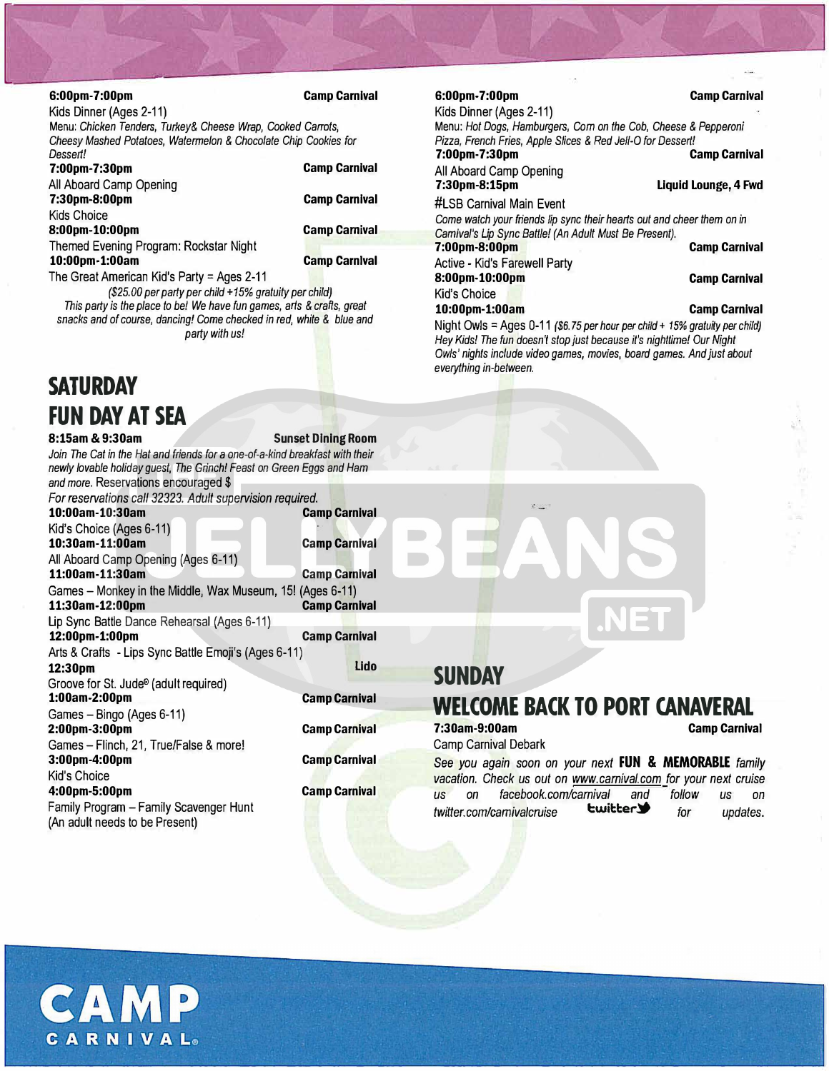**6:00pm-7:00pm** **Camp Carnival**
Kids Dinner (Ages 2-11)
Menu: *Chicken Tenders, Turkey& Cheese Wrap, Cooked Carrots, Cheesy Mashed Potatoes, Watermelon & Chocolate Chip Cookies for Dessert!*

**7:00pm-7:30pm** **Camp Carnival**
All Aboard Camp Opening

**7:30pm-8:00pm** **Camp Carnival**
Kids Choice

**8:00pm-10:00pm** **Camp Carnival**
Themed Evening Program: Rockstar Night

**10:00pm-1:00am** **Camp Carnival**
The Great American Kid's Party = Ages 2-11
*($25.00 per party per child +15% gratuity per child)*
*This party is the place to be! We have fun games, arts & crafts, great snacks and of course, dancing! Come checked in red, white & blue and party with us!*

## SATURDAY
## FUN DAY AT SEA

**8:15am & 9:30am** **Sunset Dining Room**
*Join The Cat in the Hat and friends for a one-of-a-kind breakfast with their newly lovable holiday guest, The Grinch! Feast on Green Eggs and Ham and more.* Reservations encouraged $
*For reservations call 32323. Adult supervision required.*

**10:00am-10:30am** **Camp Carnival**
Kid's Choice (Ages 6-11)

**10:30am-11:00am** **Camp Carnival**
All Aboard Camp Opening (Ages 6-11)

**11:00am-11:30am** **Camp Carnival**
Games – Monkey in the Middle, Wax Museum, 15! (Ages 6-11)

**11:30am-12:00pm** **Camp Carnival**
Lip Sync Battle Dance Rehearsal (Ages 6-11)

**12:00pm-1:00pm** **Camp Carnival**
Arts & Crafts - Lips Sync Battle Emoji's (Ages 6-11)

**12:30pm** **Lido**
Groove for St. Jude® (adult required)

**1:00am-2:00pm** **Camp Carnival**
Games – Bingo (Ages 6-11)

**2:00pm-3:00pm** **Camp Carnival**
Games – Flinch, 21, True/False & more!

**3:00pm-4:00pm** **Camp Carnival**
Kid's Choice

**4:00pm-5:00pm** **Camp Carnival**
Family Program – Family Scavenger Hunt
(An adult needs to be Present)

**6:00pm-7:00pm** **Camp Carnival**
Kids Dinner (Ages 2-11)
Menu: *Hot Dogs, Hamburgers, Corn on the Cob, Cheese & Pepperoni Pizza, French Fries, Apple Slices & Red Jell-O for Dessert!*

**7:00pm-7:30pm** **Camp Carnival**
All Aboard Camp Opening

**7:30pm-8:15pm** **Liquid Lounge, 4 Fwd**
#LSB Carnival Main Event
*Come watch your friends lip sync their hearts out and cheer them on in Carnival's Lip Sync Battle! (An Adult Must Be Present).*

**7:00pm-8:00pm** **Camp Carnival**
Active - Kid's Farewell Party

**8:00pm-10:00pm** **Camp Carnival**
Kid's Choice

**10:00pm-1:00am** **Camp Carnival**
Night Owls = Ages 0-11 *($6.75 per hour per child + 15% gratuity per child)*
*Hey Kids! The fun doesn't stop just because it's nighttime! Our Night Owls' nights include video games, movies, board games. And just about everything in-between.*

## SUNDAY
## WELCOME BACK TO PORT CANAVERAL

**7:30am-9:00am** **Camp Carnival**
Camp Carnival Debark

*See you again soon on your next* **FUN & MEMORABLE** *family vacation. Check us out on www.carnival.com for your next cruise us on facebook.com/carnival and follow us on twitter.com/carnivalcruise* twitter *for updates.*

CAMP CARNIVAL®